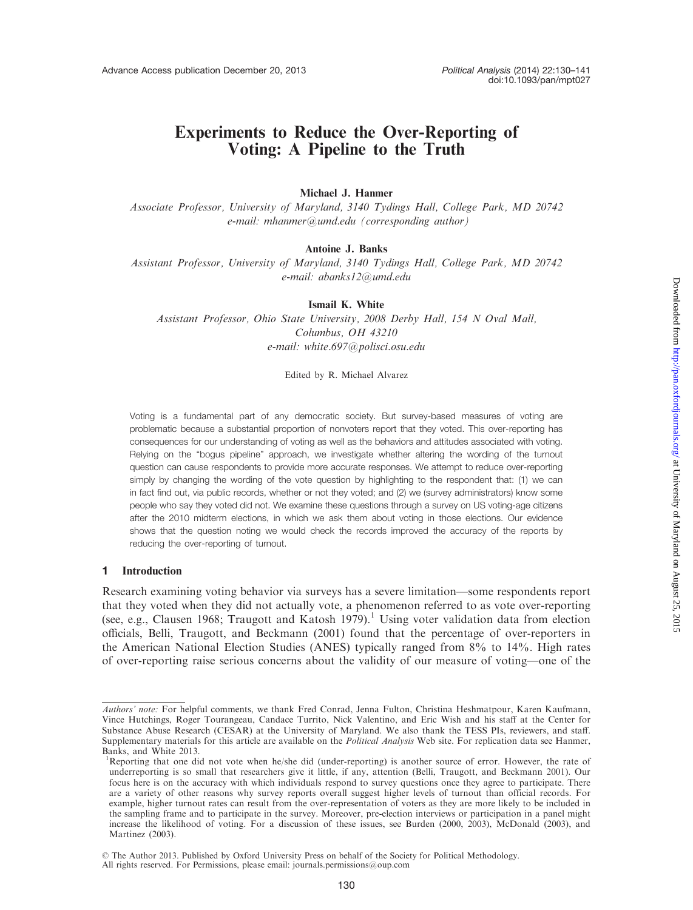# Experiments to Reduce the Over-Reporting of Voting: A Pipeline to the Truth

**Michael J. Hanmer**

*Associate Professor, University of Maryland, 3140 Tydings Hall, College Park, MD 20742*
*e-mail: mhanmer@umd.edu (corresponding author)*

**Antoine J. Banks**

*Assistant Professor, University of Maryland, 3140 Tydings Hall, College Park, MD 20742*
*e-mail: abanks12@umd.edu*

**Ismail K. White**

*Assistant Professor, Ohio State University, 2008 Derby Hall, 154 N Oval Mall, Columbus, OH 43210*
*e-mail: white.697@polisci.osu.edu*

Edited by R. Michael Alvarez

Voting is a fundamental part of any democratic society. But survey-based measures of voting are problematic because a substantial proportion of nonvoters report that they voted. This over-reporting has consequences for our understanding of voting as well as the behaviors and attitudes associated with voting. Relying on the "bogus pipeline" approach, we investigate whether altering the wording of the turnout question can cause respondents to provide more accurate responses. We attempt to reduce over-reporting simply by changing the wording of the vote question by highlighting to the respondent that: (1) we can in fact find out, via public records, whether or not they voted; and (2) we (survey administrators) know some people who say they voted did not. We examine these questions through a survey on US voting-age citizens after the 2010 midterm elections, in which we ask them about voting in those elections. Our evidence shows that the question noting we would check the records improved the accuracy of the reports by reducing the over-reporting of turnout.

## 1 Introduction

Research examining voting behavior via surveys has a severe limitation—some respondents report that they voted when they did not actually vote, a phenomenon referred to as vote over-reporting (see, e.g., Clausen 1968; Traugott and Katosh 1979).[1] Using voter validation data from election officials, Belli, Traugott, and Beckmann (2001) found that the percentage of over-reporters in the American National Election Studies (ANES) typically ranged from 8% to 14%. High rates of over-reporting raise serious concerns about the validity of our measure of voting—one of the

---

*Authors' note:* For helpful comments, we thank Fred Conrad, Jenna Fulton, Christina Heshmatpour, Karen Kaufmann, Vince Hutchings, Roger Tourangeau, Candace Turrito, Nick Valentino, and Eric Wish and his staff at the Center for Substance Abuse Research (CESAR) at the University of Maryland. We also thank the TESS PIs, reviewers, and staff. Supplementary materials for this article are available on the *Political Analysis* Web site. For replication data see Hanmer, Banks, and White 2013.

[1] Reporting that one did not vote when he/she did (under-reporting) is another source of error. However, the rate of underreporting is so small that researchers give it little, if any, attention (Belli, Traugott, and Beckmann 2001). Our focus here is on the accuracy with which individuals respond to survey questions once they agree to participate. There are a variety of other reasons why survey reports overall suggest higher levels of turnout than official records. For example, higher turnout rates can result from the over-representation of voters as they are more likely to be included in the sampling frame and to participate in the survey. Moreover, pre-election interviews or participation in a panel might increase the likelihood of voting. For a discussion of these issues, see Burden (2000, 2003), McDonald (2003), and Martinez (2003).

© The Author 2013. Published by Oxford University Press on behalf of the Society for Political Methodology. All rights reserved. For Permissions, please email: journals.permissions@oup.com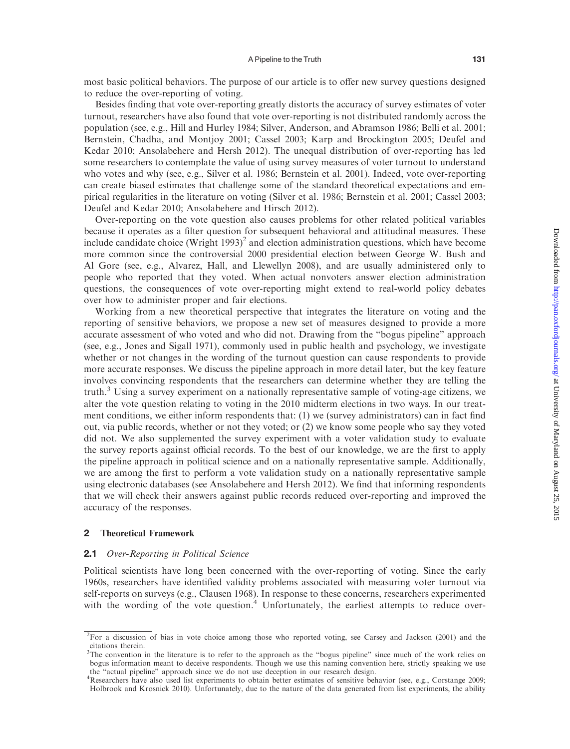most basic political behaviors. The purpose of our article is to offer new survey questions designed to reduce the over-reporting of voting.

Besides finding that vote over-reporting greatly distorts the accuracy of survey estimates of voter turnout, researchers have also found that vote over-reporting is not distributed randomly across the population (see, e.g., Hill and Hurley 1984; Silver, Anderson, and Abramson 1986; Belli et al. 2001; Bernstein, Chadha, and Montjoy 2001; Cassel 2003; Karp and Brockington 2005; Deufel and Kedar 2010; Ansolabehere and Hersh 2012). The unequal distribution of over-reporting has led some researchers to contemplate the value of using survey measures of voter turnout to understand who votes and why (see, e.g., Silver et al. 1986; Bernstein et al. 2001). Indeed, vote over-reporting can create biased estimates that challenge some of the standard theoretical expectations and empirical regularities in the literature on voting (Silver et al. 1986; Bernstein et al. 2001; Cassel 2003; Deufel and Kedar 2010; Ansolabehere and Hirsch 2012).

Over-reporting on the vote question also causes problems for other related political variables because it operates as a filter question for subsequent behavioral and attitudinal measures. These include candidate choice (Wright 1993)[2] and election administration questions, which have become more common since the controversial 2000 presidential election between George W. Bush and Al Gore (see, e.g., Alvarez, Hall, and Llewellyn 2008), and are usually administered only to people who reported that they voted. When actual nonvoters answer election administration questions, the consequences of vote over-reporting might extend to real-world policy debates over how to administer proper and fair elections.

Working from a new theoretical perspective that integrates the literature on voting and the reporting of sensitive behaviors, we propose a new set of measures designed to provide a more accurate assessment of who voted and who did not. Drawing from the "bogus pipeline" approach (see, e.g., Jones and Sigall 1971), commonly used in public health and psychology, we investigate whether or not changes in the wording of the turnout question can cause respondents to provide more accurate responses. We discuss the pipeline approach in more detail later, but the key feature involves convincing respondents that the researchers can determine whether they are telling the truth.[3] Using a survey experiment on a nationally representative sample of voting-age citizens, we alter the vote question relating to voting in the 2010 midterm elections in two ways. In our treatment conditions, we either inform respondents that: (1) we (survey administrators) can in fact find out, via public records, whether or not they voted; or (2) we know some people who say they voted did not. We also supplemented the survey experiment with a voter validation study to evaluate the survey reports against official records. To the best of our knowledge, we are the first to apply the pipeline approach in political science and on a nationally representative sample. Additionally, we are among the first to perform a vote validation study on a nationally representative sample using electronic databases (see Ansolabehere and Hersh 2012). We find that informing respondents that we will check their answers against public records reduced over-reporting and improved the accuracy of the responses.

## 2 Theoretical Framework

### 2.1 *Over-Reporting in Political Science*

Political scientists have long been concerned with the over-reporting of voting. Since the early 1960s, researchers have identified validity problems associated with measuring voter turnout via self-reports on surveys (e.g., Clausen 1968). In response to these concerns, researchers experimented with the wording of the vote question.[4] Unfortunately, the earliest attempts to reduce over-

[2] For a discussion of bias in vote choice among those who reported voting, see Carsey and Jackson (2001) and the citations therein.

[3] The convention in the literature is to refer to the approach as the "bogus pipeline" since much of the work relies on bogus information meant to deceive respondents. Though we use this naming convention here, strictly speaking we use the "actual pipeline" approach since we do not use deception in our research design.

[4] Researchers have also used list experiments to obtain better estimates of sensitive behavior (see, e.g., Corstange 2009; Holbrook and Krosnick 2010). Unfortunately, due to the nature of the data generated from list experiments, the ability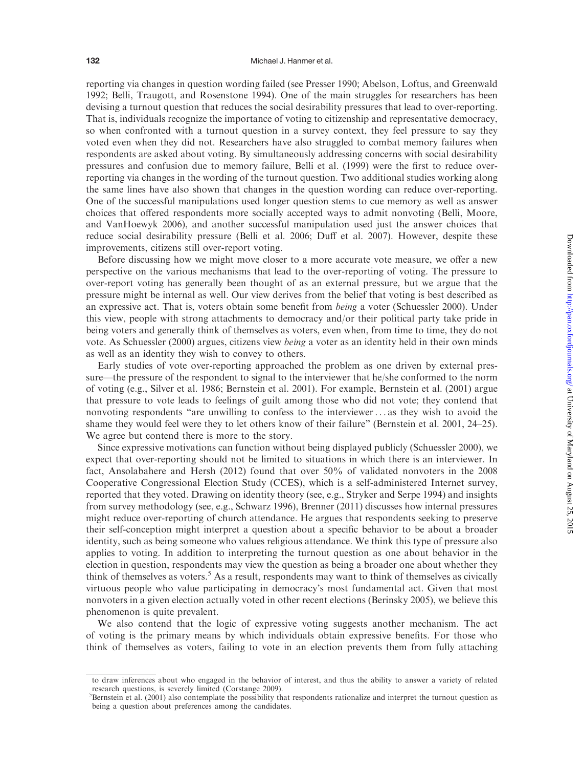reporting via changes in question wording failed (see Presser 1990; Abelson, Loftus, and Greenwald 1992; Belli, Traugott, and Rosenstone 1994). One of the main struggles for researchers has been devising a turnout question that reduces the social desirability pressures that lead to over-reporting. That is, individuals recognize the importance of voting to citizenship and representative democracy, so when confronted with a turnout question in a survey context, they feel pressure to say they voted even when they did not. Researchers have also struggled to combat memory failures when respondents are asked about voting. By simultaneously addressing concerns with social desirability pressures and confusion due to memory failure, Belli et al. (1999) were the first to reduce over-reporting via changes in the wording of the turnout question. Two additional studies working along the same lines have also shown that changes in the question wording can reduce over-reporting. One of the successful manipulations used longer question stems to cue memory as well as answer choices that offered respondents more socially accepted ways to admit nonvoting (Belli, Moore, and VanHoewyk 2006), and another successful manipulation used just the answer choices that reduce social desirability pressure (Belli et al. 2006; Duff et al. 2007). However, despite these improvements, citizens still over-report voting.

Before discussing how we might move closer to a more accurate vote measure, we offer a new perspective on the various mechanisms that lead to the over-reporting of voting. The pressure to over-report voting has generally been thought of as an external pressure, but we argue that the pressure might be internal as well. Our view derives from the belief that voting is best described as an expressive act. That is, voters obtain some benefit from *being* a voter (Schuessler 2000). Under this view, people with strong attachments to democracy and/or their political party take pride in being voters and generally think of themselves as voters, even when, from time to time, they do not vote. As Schuessler (2000) argues, citizens view *being* a voter as an identity held in their own minds as well as an identity they wish to convey to others.

Early studies of vote over-reporting approached the problem as one driven by external pressure—the pressure of the respondent to signal to the interviewer that he/she conformed to the norm of voting (e.g., Silver et al. 1986; Bernstein et al. 2001). For example, Bernstein et al. (2001) argue that pressure to vote leads to feelings of guilt among those who did not vote; they contend that nonvoting respondents "are unwilling to confess to the interviewer . . . as they wish to avoid the shame they would feel were they to let others know of their failure" (Bernstein et al. 2001, 24–25). We agree but contend there is more to the story.

Since expressive motivations can function without being displayed publicly (Schuessler 2000), we expect that over-reporting should not be limited to situations in which there is an interviewer. In fact, Ansolabahere and Hersh (2012) found that over 50% of validated nonvoters in the 2008 Cooperative Congressional Election Study (CCES), which is a self-administered Internet survey, reported that they voted. Drawing on identity theory (see, e.g., Stryker and Serpe 1994) and insights from survey methodology (see, e.g., Schwarz 1996), Brenner (2011) discusses how internal pressures might reduce over-reporting of church attendance. He argues that respondents seeking to preserve their self-conception might interpret a question about a specific behavior to be about a broader identity, such as being someone who values religious attendance. We think this type of pressure also applies to voting. In addition to interpreting the turnout question as one about behavior in the election in question, respondents may view the question as being a broader one about whether they think of themselves as voters.[5] As a result, respondents may want to think of themselves as civically virtuous people who value participating in democracy's most fundamental act. Given that most nonvoters in a given election actually voted in other recent elections (Berinsky 2005), we believe this phenomenon is quite prevalent.

We also contend that the logic of expressive voting suggests another mechanism. The act of voting is the primary means by which individuals obtain expressive benefits. For those who think of themselves as voters, failing to vote in an election prevents them from fully attaching

to draw inferences about who engaged in the behavior of interest, and thus the ability to answer a variety of related research questions, is severely limited (Corstange 2009).

[5]Bernstein et al. (2001) also contemplate the possibility that respondents rationalize and interpret the turnout question as being a question about preferences among the candidates.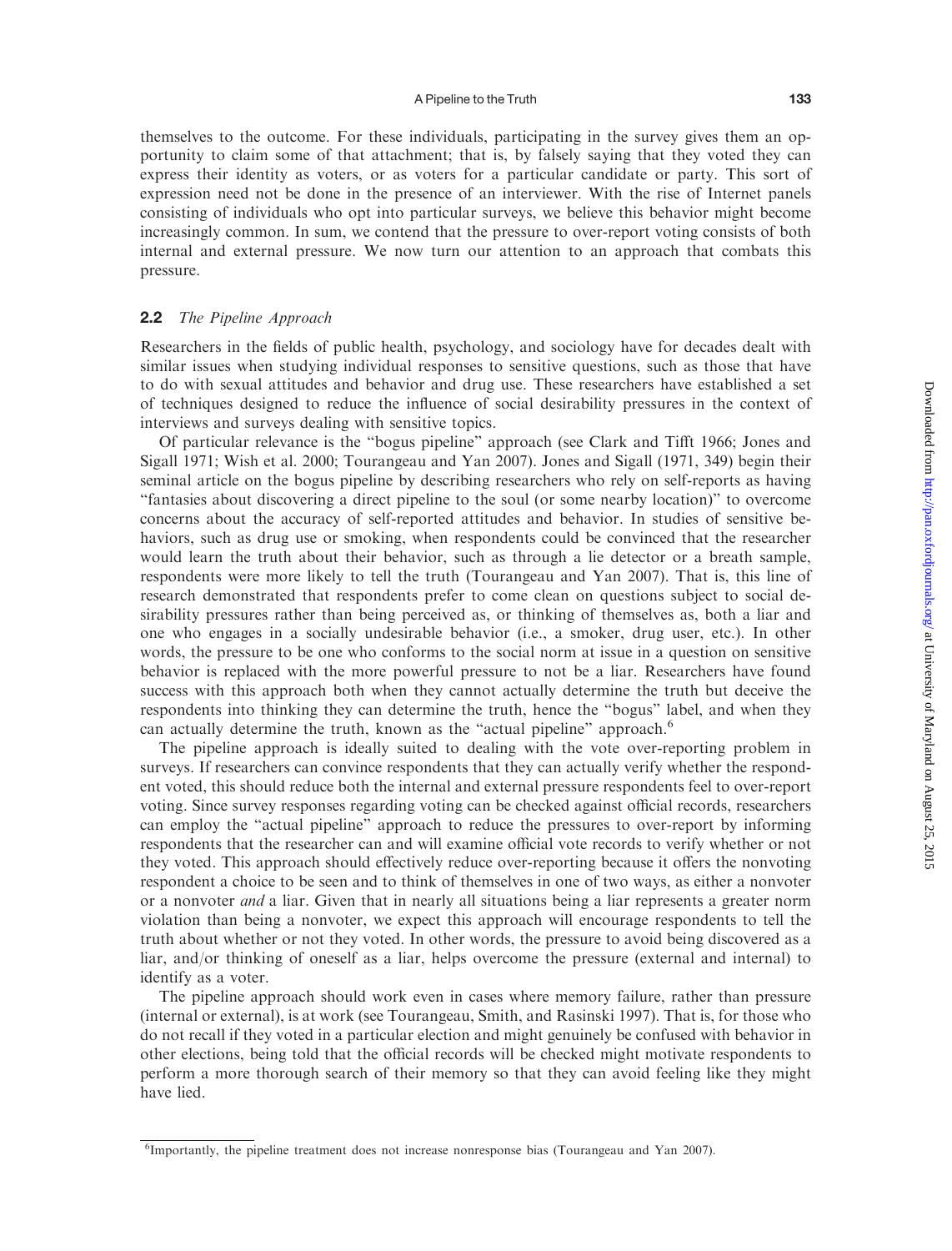themselves to the outcome. For these individuals, participating in the survey gives them an opportunity to claim some of that attachment; that is, by falsely saying that they voted they can express their identity as voters, or as voters for a particular candidate or party. This sort of expression need not be done in the presence of an interviewer. With the rise of Internet panels consisting of individuals who opt into particular surveys, we believe this behavior might become increasingly common. In sum, we contend that the pressure to over-report voting consists of both internal and external pressure. We now turn our attention to an approach that combats this pressure.

### **2.2** *The Pipeline Approach*

Researchers in the fields of public health, psychology, and sociology have for decades dealt with similar issues when studying individual responses to sensitive questions, such as those that have to do with sexual attitudes and behavior and drug use. These researchers have established a set of techniques designed to reduce the influence of social desirability pressures in the context of interviews and surveys dealing with sensitive topics.

Of particular relevance is the "bogus pipeline" approach (see Clark and Tifft 1966; Jones and Sigall 1971; Wish et al. 2000; Tourangeau and Yan 2007). Jones and Sigall (1971, 349) begin their seminal article on the bogus pipeline by describing researchers who rely on self-reports as having "fantasies about discovering a direct pipeline to the soul (or some nearby location)" to overcome concerns about the accuracy of self-reported attitudes and behavior. In studies of sensitive behaviors, such as drug use or smoking, when respondents could be convinced that the researcher would learn the truth about their behavior, such as through a lie detector or a breath sample, respondents were more likely to tell the truth (Tourangeau and Yan 2007). That is, this line of research demonstrated that respondents prefer to come clean on questions subject to social desirability pressures rather than being perceived as, or thinking of themselves as, both a liar and one who engages in a socially undesirable behavior (i.e., a smoker, drug user, etc.). In other words, the pressure to be one who conforms to the social norm at issue in a question on sensitive behavior is replaced with the more powerful pressure to not be a liar. Researchers have found success with this approach both when they cannot actually determine the truth but deceive the respondents into thinking they can determine the truth, hence the "bogus" label, and when they can actually determine the truth, known as the "actual pipeline" approach.[6]

The pipeline approach is ideally suited to dealing with the vote over-reporting problem in surveys. If researchers can convince respondents that they can actually verify whether the respondent voted, this should reduce both the internal and external pressure respondents feel to over-report voting. Since survey responses regarding voting can be checked against official records, researchers can employ the "actual pipeline" approach to reduce the pressures to over-report by informing respondents that the researcher can and will examine official vote records to verify whether or not they voted. This approach should effectively reduce over-reporting because it offers the nonvoting respondent a choice to be seen and to think of themselves in one of two ways, as either a nonvoter or a nonvoter *and* a liar. Given that in nearly all situations being a liar represents a greater norm violation than being a nonvoter, we expect this approach will encourage respondents to tell the truth about whether or not they voted. In other words, the pressure to avoid being discovered as a liar, and/or thinking of oneself as a liar, helps overcome the pressure (external and internal) to identify as a voter.

The pipeline approach should work even in cases where memory failure, rather than pressure (internal or external), is at work (see Tourangeau, Smith, and Rasinski 1997). That is, for those who do not recall if they voted in a particular election and might genuinely be confused with behavior in other elections, being told that the official records will be checked might motivate respondents to perform a more thorough search of their memory so that they can avoid feeling like they might have lied.

[6]Importantly, the pipeline treatment does not increase nonresponse bias (Tourangeau and Yan 2007).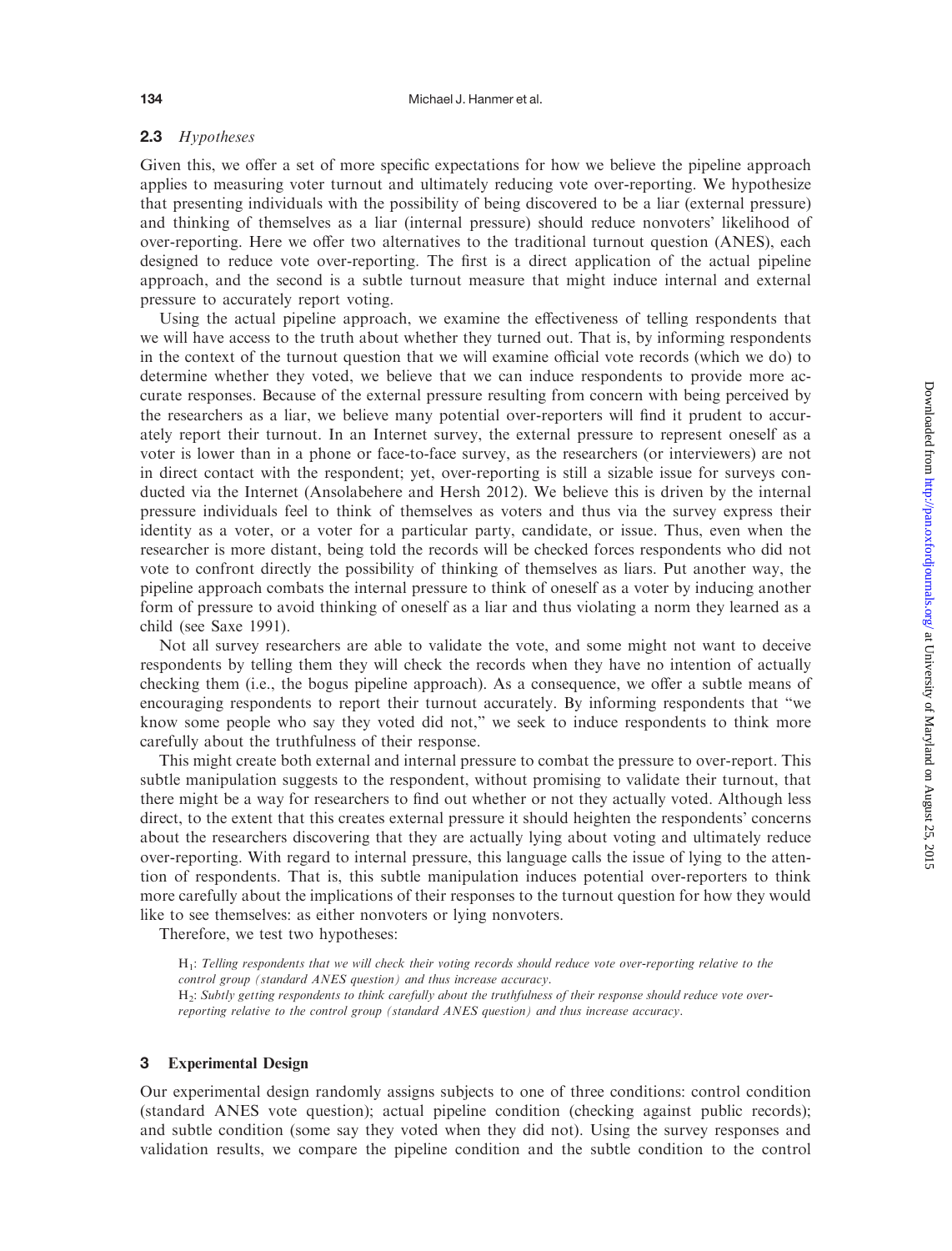### 2.3 *Hypotheses*

Given this, we offer a set of more specific expectations for how we believe the pipeline approach applies to measuring voter turnout and ultimately reducing vote over-reporting. We hypothesize that presenting individuals with the possibility of being discovered to be a liar (external pressure) and thinking of themselves as a liar (internal pressure) should reduce nonvoters' likelihood of over-reporting. Here we offer two alternatives to the traditional turnout question (ANES), each designed to reduce vote over-reporting. The first is a direct application of the actual pipeline approach, and the second is a subtle turnout measure that might induce internal and external pressure to accurately report voting.

Using the actual pipeline approach, we examine the effectiveness of telling respondents that we will have access to the truth about whether they turned out. That is, by informing respondents in the context of the turnout question that we will examine official vote records (which we do) to determine whether they voted, we believe that we can induce respondents to provide more accurate responses. Because of the external pressure resulting from concern with being perceived by the researchers as a liar, we believe many potential over-reporters will find it prudent to accurately report their turnout. In an Internet survey, the external pressure to represent oneself as a voter is lower than in a phone or face-to-face survey, as the researchers (or interviewers) are not in direct contact with the respondent; yet, over-reporting is still a sizable issue for surveys conducted via the Internet (Ansolabehere and Hersh 2012). We believe this is driven by the internal pressure individuals feel to think of themselves as voters and thus via the survey express their identity as a voter, or a voter for a particular party, candidate, or issue. Thus, even when the researcher is more distant, being told the records will be checked forces respondents who did not vote to confront directly the possibility of thinking of themselves as liars. Put another way, the pipeline approach combats the internal pressure to think of oneself as a voter by inducing another form of pressure to avoid thinking of oneself as a liar and thus violating a norm they learned as a child (see Saxe 1991).

Not all survey researchers are able to validate the vote, and some might not want to deceive respondents by telling them they will check the records when they have no intention of actually checking them (i.e., the bogus pipeline approach). As a consequence, we offer a subtle means of encouraging respondents to report their turnout accurately. By informing respondents that "we know some people who say they voted did not," we seek to induce respondents to think more carefully about the truthfulness of their response.

This might create both external and internal pressure to combat the pressure to over-report. This subtle manipulation suggests to the respondent, without promising to validate their turnout, that there might be a way for researchers to find out whether or not they actually voted. Although less direct, to the extent that this creates external pressure it should heighten the respondents' concerns about the researchers discovering that they are actually lying about voting and ultimately reduce over-reporting. With regard to internal pressure, this language calls the issue of lying to the attention of respondents. That is, this subtle manipulation induces potential over-reporters to think more carefully about the implications of their responses to the turnout question for how they would like to see themselves: as either nonvoters or lying nonvoters.

Therefore, we test two hypotheses:

> $H_1$: *Telling respondents that we will check their voting records should reduce vote over-reporting relative to the control group (standard ANES question) and thus increase accuracy.*
>
> $H_2$: *Subtly getting respondents to think carefully about the truthfulness of their response should reduce vote over-reporting relative to the control group (standard ANES question) and thus increase accuracy.*

## 3 Experimental Design

Our experimental design randomly assigns subjects to one of three conditions: control condition (standard ANES vote question); actual pipeline condition (checking against public records); and subtle condition (some say they voted when they did not). Using the survey responses and validation results, we compare the pipeline condition and the subtle condition to the control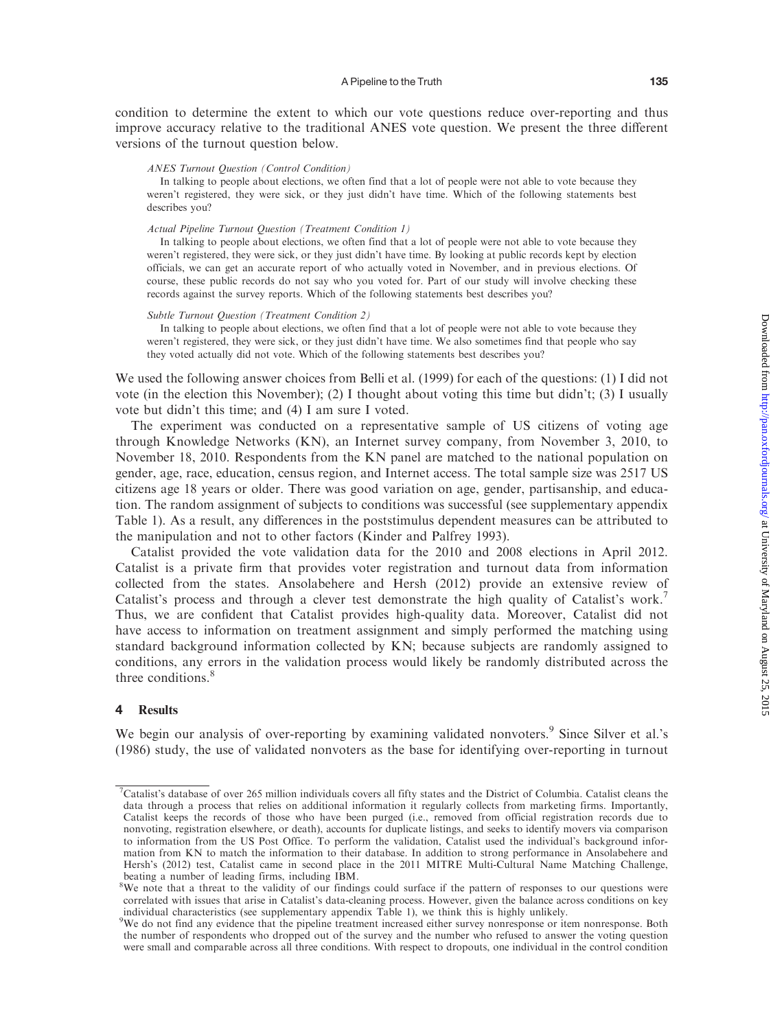condition to determine the extent to which our vote questions reduce over-reporting and thus improve accuracy relative to the traditional ANES vote question. We present the three different versions of the turnout question below.

*ANES Turnout Question (Control Condition)*

In talking to people about elections, we often find that a lot of people were not able to vote because they weren't registered, they were sick, or they just didn't have time. Which of the following statements best describes you?

*Actual Pipeline Turnout Question (Treatment Condition 1)*

In talking to people about elections, we often find that a lot of people were not able to vote because they weren't registered, they were sick, or they just didn't have time. By looking at public records kept by election officials, we can get an accurate report of who actually voted in November, and in previous elections. Of course, these public records do not say who you voted for. Part of our study will involve checking these records against the survey reports. Which of the following statements best describes you?

*Subtle Turnout Question (Treatment Condition 2)*

In talking to people about elections, we often find that a lot of people were not able to vote because they weren't registered, they were sick, or they just didn't have time. We also sometimes find that people who say they voted actually did not vote. Which of the following statements best describes you?

We used the following answer choices from Belli et al. (1999) for each of the questions: (1) I did not vote (in the election this November); (2) I thought about voting this time but didn't; (3) I usually vote but didn't this time; and (4) I am sure I voted.

The experiment was conducted on a representative sample of US citizens of voting age through Knowledge Networks (KN), an Internet survey company, from November 3, 2010, to November 18, 2010. Respondents from the KN panel are matched to the national population on gender, age, race, education, census region, and Internet access. The total sample size was 2517 US citizens age 18 years or older. There was good variation on age, gender, partisanship, and education. The random assignment of subjects to conditions was successful (see supplementary appendix Table 1). As a result, any differences in the poststimulus dependent measures can be attributed to the manipulation and not to other factors (Kinder and Palfrey 1993).

Catalist provided the vote validation data for the 2010 and 2008 elections in April 2012. Catalist is a private firm that provides voter registration and turnout data from information collected from the states. Ansolabehere and Hersh (2012) provide an extensive review of Catalist's process and through a clever test demonstrate the high quality of Catalist's work.[7] Thus, we are confident that Catalist provides high-quality data. Moreover, Catalist did not have access to information on treatment assignment and simply performed the matching using standard background information collected by KN; because subjects are randomly assigned to conditions, any errors in the validation process would likely be randomly distributed across the three conditions.[8]

## 4 Results

We begin our analysis of over-reporting by examining validated nonvoters.[9] Since Silver et al.'s (1986) study, the use of validated nonvoters as the base for identifying over-reporting in turnout

---

[7] Catalist's database of over 265 million individuals covers all fifty states and the District of Columbia. Catalist cleans the data through a process that relies on additional information it regularly collects from marketing firms. Importantly, Catalist keeps the records of those who have been purged (i.e., removed from official registration records due to nonvoting, registration elsewhere, or death), accounts for duplicate listings, and seeks to identify movers via comparison to information from the US Post Office. To perform the validation, Catalist used the individual's background information from KN to match the information to their database. In addition to strong performance in Ansolabehere and Hersh's (2012) test, Catalist came in second place in the 2011 MITRE Multi-Cultural Name Matching Challenge, beating a number of leading firms, including IBM.

[8] We note that a threat to the validity of our findings could surface if the pattern of responses to our questions were correlated with issues that arise in Catalist's data-cleaning process. However, given the balance across conditions on key individual characteristics (see supplementary appendix Table 1), we think this is highly unlikely.

[9] We do not find any evidence that the pipeline treatment increased either survey nonresponse or item nonresponse. Both the number of respondents who dropped out of the survey and the number who refused to answer the voting question were small and comparable across all three conditions. With respect to dropouts, one individual in the control condition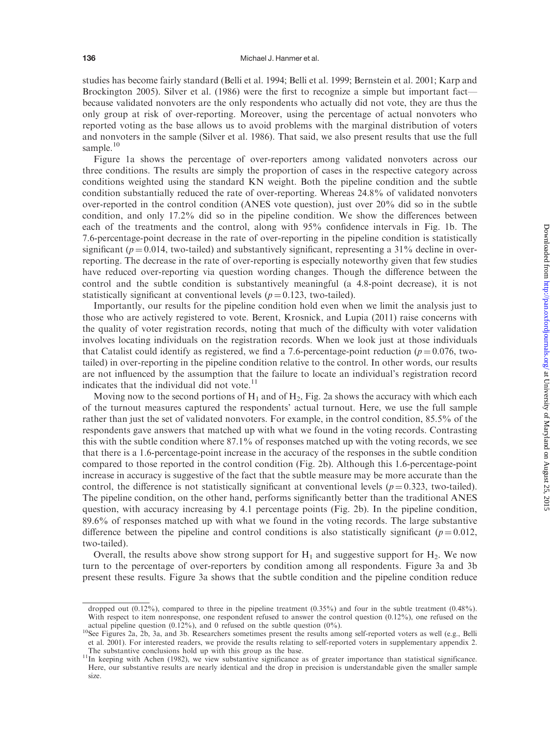studies has become fairly standard (Belli et al. 1994; Belli et al. 1999; Bernstein et al. 2001; Karp and Brockington 2005). Silver et al. (1986) were the first to recognize a simple but important fact—because validated nonvoters are the only respondents who actually did not vote, they are thus the only group at risk of over-reporting. Moreover, using the percentage of actual nonvoters who reported voting as the base allows us to avoid problems with the marginal distribution of voters and nonvoters in the sample (Silver et al. 1986). That said, we also present results that use the full sample.[10]

Figure 1a shows the percentage of over-reporters among validated nonvoters across our three conditions. The results are simply the proportion of cases in the respective category across conditions weighted using the standard KN weight. Both the pipeline condition and the subtle condition substantially reduced the rate of over-reporting. Whereas 24.8% of validated nonvoters over-reported in the control condition (ANES vote question), just over 20% did so in the subtle condition, and only 17.2% did so in the pipeline condition. We show the differences between each of the treatments and the control, along with 95% confidence intervals in Fig. 1b. The 7.6-percentage-point decrease in the rate of over-reporting in the pipeline condition is statistically significant ($p = 0.014$, two-tailed) and substantively significant, representing a 31% decline in over-reporting. The decrease in the rate of over-reporting is especially noteworthy given that few studies have reduced over-reporting via question wording changes. Though the difference between the control and the subtle condition is substantively meaningful (a 4.8-point decrease), it is not statistically significant at conventional levels ($p = 0.123$, two-tailed).

Importantly, our results for the pipeline condition hold even when we limit the analysis just to those who are actively registered to vote. Berent, Krosnick, and Lupia (2011) raise concerns with the quality of voter registration records, noting that much of the difficulty with voter validation involves locating individuals on the registration records. When we look just at those individuals that Catalist could identify as registered, we find a 7.6-percentage-point reduction ($p = 0.076$, two-tailed) in over-reporting in the pipeline condition relative to the control. In other words, our results are not influenced by the assumption that the failure to locate an individual's registration record indicates that the individual did not vote.[11]

Moving now to the second portions of $H_1$ and of $H_2$, Fig. 2a shows the accuracy with which each of the turnout measures captured the respondents' actual turnout. Here, we use the full sample rather than just the set of validated nonvoters. For example, in the control condition, 85.5% of the respondents gave answers that matched up with what we found in the voting records. Contrasting this with the subtle condition where 87.1% of responses matched up with the voting records, we see that there is a 1.6-percentage-point increase in the accuracy of the responses in the subtle condition compared to those reported in the control condition (Fig. 2b). Although this 1.6-percentage-point increase in accuracy is suggestive of the fact that the subtle measure may be more accurate than the control, the difference is not statistically significant at conventional levels ($p = 0.323$, two-tailed). The pipeline condition, on the other hand, performs significantly better than the traditional ANES question, with accuracy increasing by 4.1 percentage points (Fig. 2b). In the pipeline condition, 89.6% of responses matched up with what we found in the voting records. The large substantive difference between the pipeline and control conditions is also statistically significant ($p = 0.012$, two-tailed).

Overall, the results above show strong support for $H_1$ and suggestive support for $H_2$. We now turn to the percentage of over-reporters by condition among all respondents. Figure 3a and 3b present these results. Figure 3a shows that the subtle condition and the pipeline condition reduce

---

dropped out (0.12%), compared to three in the pipeline treatment (0.35%) and four in the subtle treatment (0.48%). With respect to item nonresponse, one respondent refused to answer the control question (0.12%), one refused on the actual pipeline question (0.12%), and 0 refused on the subtle question (0%).

[10] See Figures 2a, 2b, 3a, and 3b. Researchers sometimes present the results among self-reported voters as well (e.g., Belli et al. 2001). For interested readers, we provide the results relating to self-reported voters in supplementary appendix 2. The substantive conclusions hold up with this group as the base.

[11] In keeping with Achen (1982), we view substantive significance as of greater importance than statistical significance. Here, our substantive results are nearly identical and the drop in precision is understandable given the smaller sample size.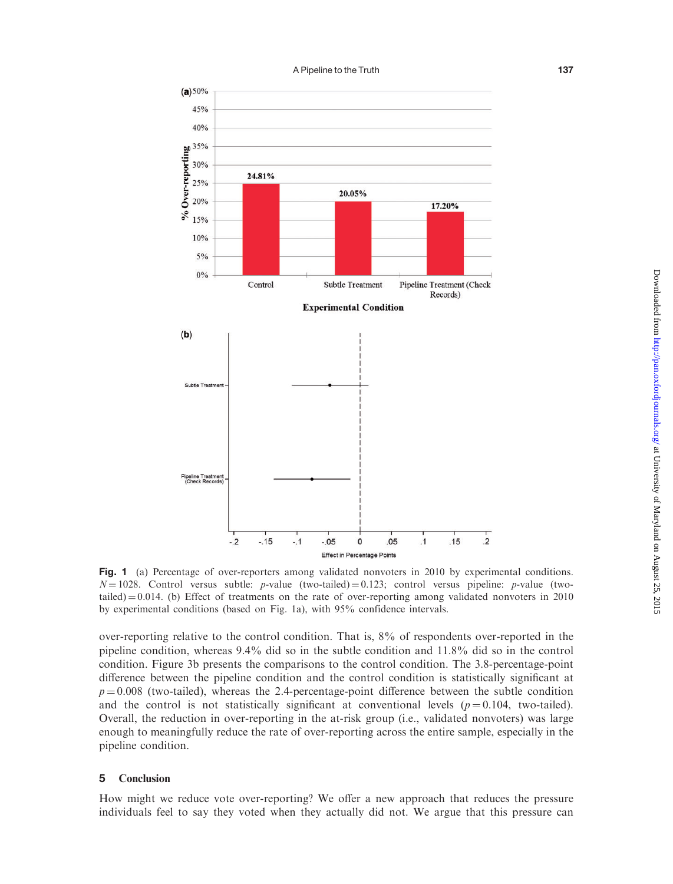**Fig. 1** (a) Percentage of over-reporters among validated nonvoters in 2010 by experimental conditions. $N = 1028$. Control versus subtle: $p$-value (two-tailed) $= 0.123$; control versus pipeline: $p$-value (two-tailed) $= 0.014$. (b) Effect of treatments on the rate of over-reporting among validated nonvoters in 2010 by experimental conditions (based on Fig. 1a), with 95% confidence intervals.

over-reporting relative to the control condition. That is, 8% of respondents over-reported in the pipeline condition, whereas 9.4% did so in the subtle condition and 11.8% did so in the control condition. Figure 3b presents the comparisons to the control condition. The 3.8-percentage-point difference between the pipeline condition and the control condition is statistically significant at $p = 0.008$ (two-tailed), whereas the 2.4-percentage-point difference between the subtle condition and the control is not statistically significant at conventional levels ($p = 0.104$, two-tailed). Overall, the reduction in over-reporting in the at-risk group (i.e., validated nonvoters) was large enough to meaningfully reduce the rate of over-reporting across the entire sample, especially in the pipeline condition.

## 5 Conclusion

How might we reduce vote over-reporting? We offer a new approach that reduces the pressure individuals feel to say they voted when they actually did not. We argue that this pressure can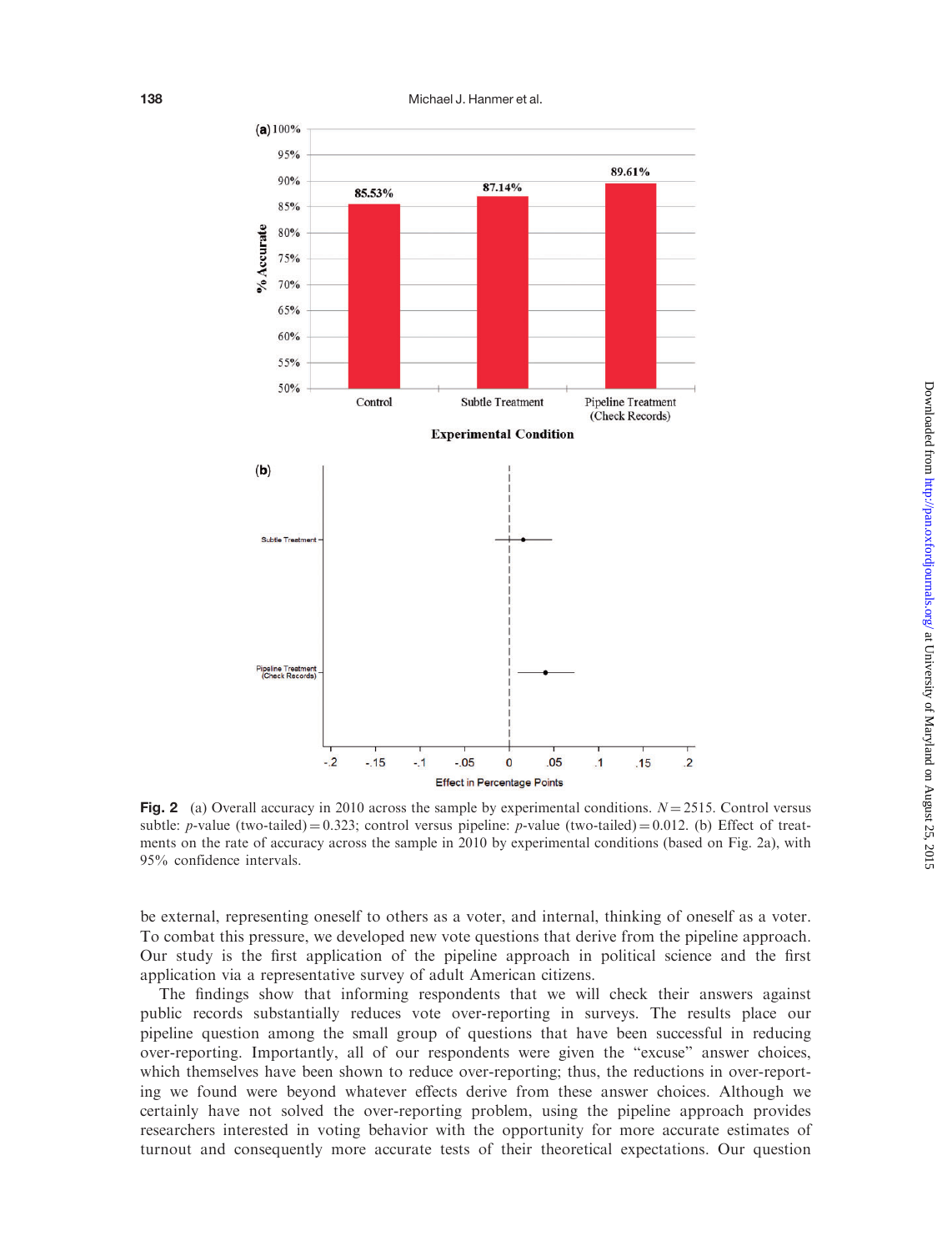**Fig. 2** (a) Overall accuracy in 2010 across the sample by experimental conditions. $N = 2515$. Control versus subtle: $p$-value (two-tailed) $= 0.323$; control versus pipeline: $p$-value (two-tailed) $= 0.012$. (b) Effect of treatments on the rate of accuracy across the sample in 2010 by experimental conditions (based on Fig. 2a), with 95% confidence intervals.

be external, representing oneself to others as a voter, and internal, thinking of oneself as a voter. To combat this pressure, we developed new vote questions that derive from the pipeline approach. Our study is the first application of the pipeline approach in political science and the first application via a representative survey of adult American citizens.

The findings show that informing respondents that we will check their answers against public records substantially reduces vote over-reporting in surveys. The results place our pipeline question among the small group of questions that have been successful in reducing over-reporting. Importantly, all of our respondents were given the "excuse" answer choices, which themselves have been shown to reduce over-reporting; thus, the reductions in over-reporting we found were beyond whatever effects derive from these answer choices. Although we certainly have not solved the over-reporting problem, using the pipeline approach provides researchers interested in voting behavior with the opportunity for more accurate estimates of turnout and consequently more accurate tests of their theoretical expectations. Our question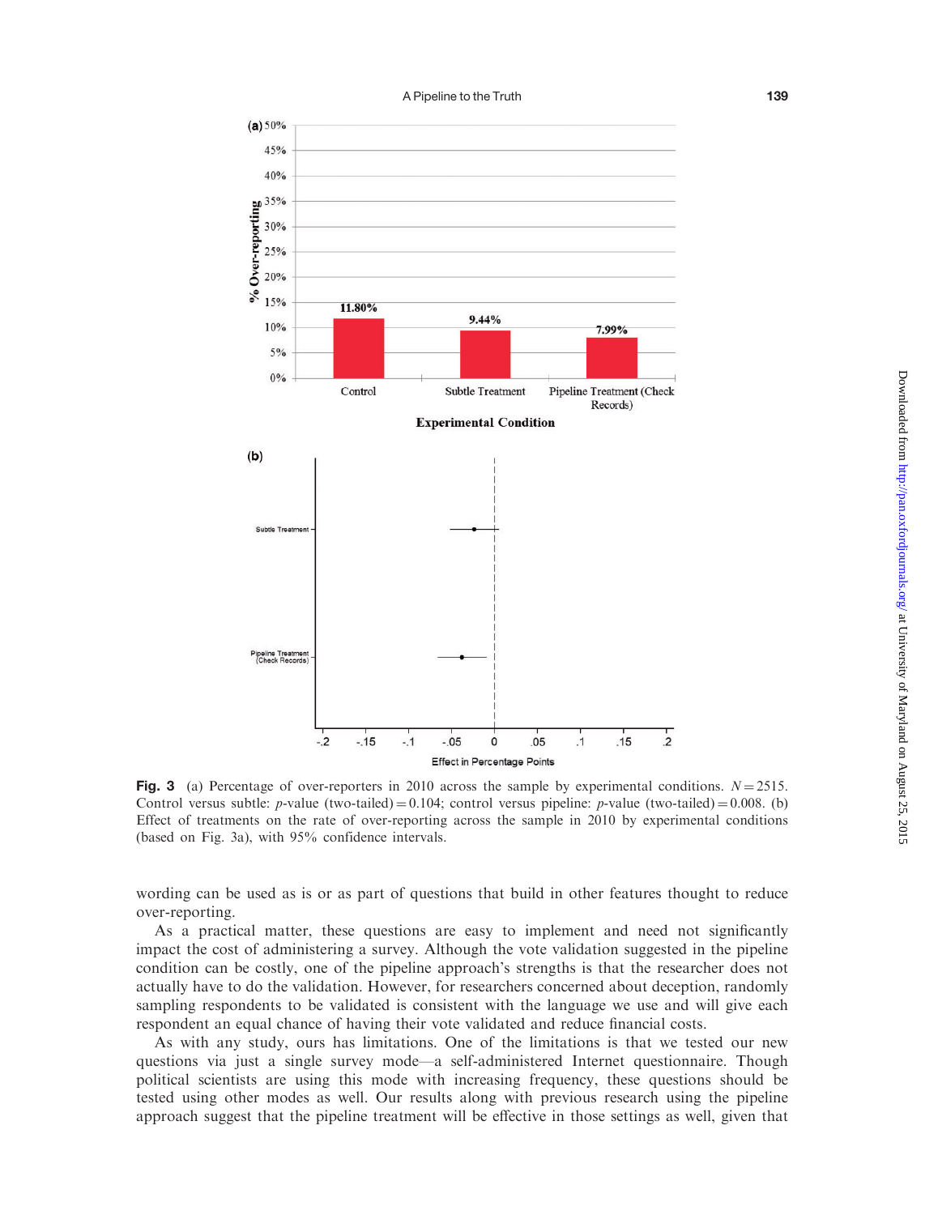**Fig. 3** (a) Percentage of over-reporters in 2010 across the sample by experimental conditions. $N = 2515$. Control versus subtle: $p$-value (two-tailed) $= 0.104$; control versus pipeline: $p$-value (two-tailed) $= 0.008$. (b) Effect of treatments on the rate of over-reporting across the sample in 2010 by experimental conditions (based on Fig. 3a), with 95% confidence intervals.

wording can be used as is or as part of questions that build in other features thought to reduce over-reporting.

As a practical matter, these questions are easy to implement and need not significantly impact the cost of administering a survey. Although the vote validation suggested in the pipeline condition can be costly, one of the pipeline approach's strengths is that the researcher does not actually have to do the validation. However, for researchers concerned about deception, randomly sampling respondents to be validated is consistent with the language we use and will give each respondent an equal chance of having their vote validated and reduce financial costs.

As with any study, ours has limitations. One of the limitations is that we tested our new questions via just a single survey mode—a self-administered Internet questionnaire. Though political scientists are using this mode with increasing frequency, these questions should be tested using other modes as well. Our results along with previous research using the pipeline approach suggest that the pipeline treatment will be effective in those settings as well, given that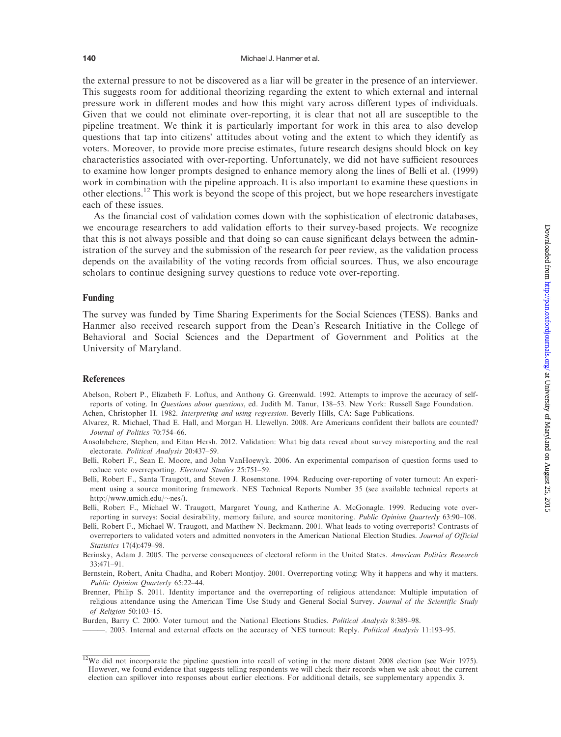the external pressure to not be discovered as a liar will be greater in the presence of an interviewer. This suggests room for additional theorizing regarding the extent to which external and internal pressure work in different modes and how this might vary across different types of individuals. Given that we could not eliminate over-reporting, it is clear that not all are susceptible to the pipeline treatment. We think it is particularly important for work in this area to also develop questions that tap into citizens' attitudes about voting and the extent to which they identify as voters. Moreover, to provide more precise estimates, future research designs should block on key characteristics associated with over-reporting. Unfortunately, we did not have sufficient resources to examine how longer prompts designed to enhance memory along the lines of Belli et al. (1999) work in combination with the pipeline approach. It is also important to examine these questions in other elections.[12] This work is beyond the scope of this project, but we hope researchers investigate each of these issues.

As the financial cost of validation comes down with the sophistication of electronic databases, we encourage researchers to add validation efforts to their survey-based projects. We recognize that this is not always possible and that doing so can cause significant delays between the administration of the survey and the submission of the research for peer review, as the validation process depends on the availability of the voting records from official sources. Thus, we also encourage scholars to continue designing survey questions to reduce vote over-reporting.

## Funding

The survey was funded by Time Sharing Experiments for the Social Sciences (TESS). Banks and Hanmer also received research support from the Dean's Research Initiative in the College of Behavioral and Social Sciences and the Department of Government and Politics at the University of Maryland.

## References

Abelson, Robert P., Elizabeth F. Loftus, and Anthony G. Greenwald. 1992. Attempts to improve the accuracy of self-reports of voting. In *Questions about questions*, ed. Judith M. Tanur, 138–53. New York: Russell Sage Foundation.

Achen, Christopher H. 1982. *Interpreting and using regression*. Beverly Hills, CA: Sage Publications.

Alvarez, R. Michael, Thad E. Hall, and Morgan H. Llewellyn. 2008. Are Americans confident their ballots are counted? *Journal of Politics* 70:754–66.

Ansolabehere, Stephen, and Eitan Hersh. 2012. Validation: What big data reveal about survey misreporting and the real electorate. *Political Analysis* 20:437–59.

Belli, Robert F., Sean E. Moore, and John VanHoewyk. 2006. An experimental comparison of question forms used to reduce vote overreporting. *Electoral Studies* 25:751–59.

Belli, Robert F., Santa Traugott, and Steven J. Rosenstone. 1994. Reducing over-reporting of voter turnout: An experiment using a source monitoring framework. NES Technical Reports Number 35 (see available technical reports at http://www.umich.edu/~nes/).

Belli, Robert F., Michael W. Traugott, Margaret Young, and Katherine A. McGonagle. 1999. Reducing vote over-reporting in surveys: Social desirability, memory failure, and source monitoring. *Public Opinion Quarterly* 63:90–108.

Belli, Robert F., Michael W. Traugott, and Matthew N. Beckmann. 2001. What leads to voting overreports? Contrasts of overreporters to validated voters and admitted nonvoters in the American National Election Studies. *Journal of Official Statistics* 17(4):479–98.

Berinsky, Adam J. 2005. The perverse consequences of electoral reform in the United States. *American Politics Research* 33:471–91.

Bernstein, Robert, Anita Chadha, and Robert Montjoy. 2001. Overreporting voting: Why it happens and why it matters. *Public Opinion Quarterly* 65:22–44.

Brenner, Philip S. 2011. Identity importance and the overreporting of religious attendance: Multiple imputation of religious attendance using the American Time Use Study and General Social Survey. *Journal of the Scientific Study of Religion* 50:103–15.

Burden, Barry C. 2000. Voter turnout and the National Elections Studies. *Political Analysis* 8:389–98.

———. 2003. Internal and external effects on the accuracy of NES turnout: Reply. *Political Analysis* 11:193–95.

[12] We did not incorporate the pipeline question into recall of voting in the more distant 2008 election (see Weir 1975). However, we found evidence that suggests telling respondents we will check their records when we ask about the current election can spillover into responses about earlier elections. For additional details, see supplementary appendix 3.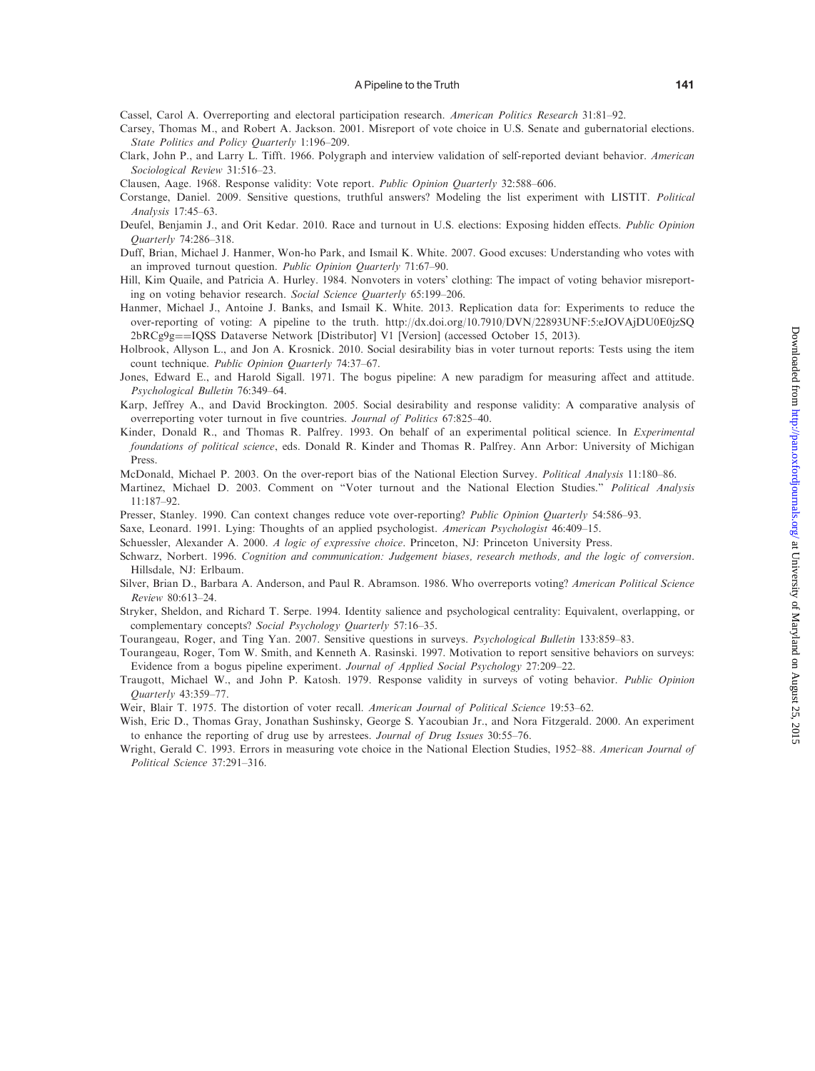Cassel, Carol A. Overreporting and electoral participation research. *American Politics Research* 31:81–92.

Carsey, Thomas M., and Robert A. Jackson. 2001. Misreport of vote choice in U.S. Senate and gubernatorial elections. *State Politics and Policy Quarterly* 1:196–209.

Clark, John P., and Larry L. Tifft. 1966. Polygraph and interview validation of self-reported deviant behavior. *American Sociological Review* 31:516–23.

Clausen, Aage. 1968. Response validity: Vote report. *Public Opinion Quarterly* 32:588–606.

Corstange, Daniel. 2009. Sensitive questions, truthful answers? Modeling the list experiment with LISTIT. *Political Analysis* 17:45–63.

Deufel, Benjamin J., and Orit Kedar. 2010. Race and turnout in U.S. elections: Exposing hidden effects. *Public Opinion Quarterly* 74:286–318.

Duff, Brian, Michael J. Hanmer, Won-ho Park, and Ismail K. White. 2007. Good excuses: Understanding who votes with an improved turnout question. *Public Opinion Quarterly* 71:67–90.

Hill, Kim Quaile, and Patricia A. Hurley. 1984. Nonvoters in voters' clothing: The impact of voting behavior misreporting on voting behavior research. *Social Science Quarterly* 65:199–206.

Hanmer, Michael J., Antoine J. Banks, and Ismail K. White. 2013. Replication data for: Experiments to reduce the over-reporting of voting: A pipeline to the truth. http://dx.doi.org/10.7910/DVN/22893UNF:5:eJOVAjDU0E0jzSQ2bRCg9g==IQSS Dataverse Network [Distributor] V1 [Version] (accessed October 15, 2013).

Holbrook, Allyson L., and Jon A. Krosnick. 2010. Social desirability bias in voter turnout reports: Tests using the item count technique. *Public Opinion Quarterly* 74:37–67.

Jones, Edward E., and Harold Sigall. 1971. The bogus pipeline: A new paradigm for measuring affect and attitude. *Psychological Bulletin* 76:349–64.

Karp, Jeffrey A., and David Brockington. 2005. Social desirability and response validity: A comparative analysis of overreporting voter turnout in five countries. *Journal of Politics* 67:825–40.

Kinder, Donald R., and Thomas R. Palfrey. 1993. On behalf of an experimental political science. In *Experimental foundations of political science*, eds. Donald R. Kinder and Thomas R. Palfrey. Ann Arbor: University of Michigan Press.

McDonald, Michael P. 2003. On the over-report bias of the National Election Survey. *Political Analysis* 11:180–86.

Martinez, Michael D. 2003. Comment on "Voter turnout and the National Election Studies." *Political Analysis* 11:187–92.

Presser, Stanley. 1990. Can context changes reduce vote over-reporting? *Public Opinion Quarterly* 54:586–93.

Saxe, Leonard. 1991. Lying: Thoughts of an applied psychologist. *American Psychologist* 46:409–15.

Schuessler, Alexander A. 2000. *A logic of expressive choice*. Princeton, NJ: Princeton University Press.

Schwarz, Norbert. 1996. *Cognition and communication: Judgement biases, research methods, and the logic of conversion*. Hillsdale, NJ: Erlbaum.

Silver, Brian D., Barbara A. Anderson, and Paul R. Abramson. 1986. Who overreports voting? *American Political Science Review* 80:613–24.

Stryker, Sheldon, and Richard T. Serpe. 1994. Identity salience and psychological centrality: Equivalent, overlapping, or complementary concepts? *Social Psychology Quarterly* 57:16–35.

Tourangeau, Roger, and Ting Yan. 2007. Sensitive questions in surveys. *Psychological Bulletin* 133:859–83.

Tourangeau, Roger, Tom W. Smith, and Kenneth A. Rasinski. 1997. Motivation to report sensitive behaviors on surveys: Evidence from a bogus pipeline experiment. *Journal of Applied Social Psychology* 27:209–22.

Traugott, Michael W., and John P. Katosh. 1979. Response validity in surveys of voting behavior. *Public Opinion Quarterly* 43:359–77.

Weir, Blair T. 1975. The distortion of voter recall. *American Journal of Political Science* 19:53–62.

Wish, Eric D., Thomas Gray, Jonathan Sushinsky, George S. Yacoubian Jr., and Nora Fitzgerald. 2000. An experiment to enhance the reporting of drug use by arrestees. *Journal of Drug Issues* 30:55–76.

Wright, Gerald C. 1993. Errors in measuring vote choice in the National Election Studies, 1952–88. *American Journal of Political Science* 37:291–316.